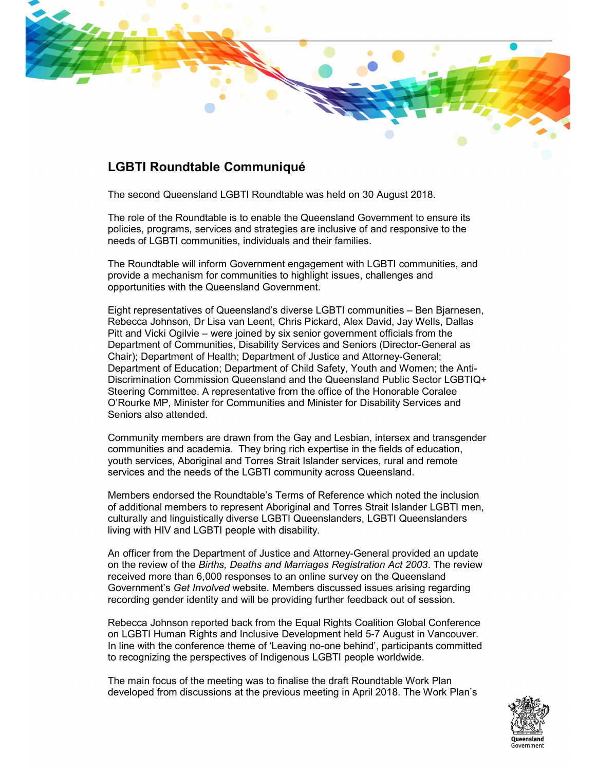## LGBTI Roundtable Communiqué

The second Queensland LGBTI Roundtable was held on 30 August 2018.

The role of the Roundtable is to enable the Queensland Government to ensure its policies, programs, services and strategies are inclusive of and responsive to the needs of LGBTI communities, individuals and their families.

The Roundtable will inform Government engagement with LGBTI communities, and provide a mechanism for communities to highlight issues, challenges and opportunities with the Queensland Government.

Eight representatives of Queensland's diverse LGBTI communities – Ben Bjarnesen, Rebecca Johnson, Dr Lisa van Leent, Chris Pickard, Alex David, Jay Wells, Dallas Pitt and Vicki Ogilvie – were joined by six senior government officials from the Department of Communities, Disability Services and Seniors (Director-General as Chair); Department of Health; Department of Justice and Attorney-General; Department of Education; Department of Child Safety, Youth and Women; the Anti-Discrimination Commission Queensland and the Queensland Public Sector LGBTIQ+ Steering Committee. A representative from the office of the Honorable Coralee O'Rourke MP, Minister for Communities and Minister for Disability Services and Seniors also attended.

Community members are drawn from the Gay and Lesbian, intersex and transgender communities and academia. They bring rich expertise in the fields of education, youth services, Aboriginal and Torres Strait Islander services, rural and remote services and the needs of the LGBTI community across Queensland.

Members endorsed the Roundtable's Terms of Reference which noted the inclusion of additional members to represent Aboriginal and Torres Strait Islander LGBTI men, culturally and linguistically diverse LGBTI Queenslanders, LGBTI Queenslanders living with HIV and LGBTI people with disability.

An officer from the Department of Justice and Attorney-General provided an update on the review of the *Births, Deaths and Marriages Registration Act 2003*. The review received more than 6,000 responses to an online survey on the Queensland Government's *Get Involved* website. Members discussed issues arising regarding recording gender identity and will be providing further feedback out of session.

Rebecca Johnson reported back from the Equal Rights Coalition Global Conference on LGBTI Human Rights and Inclusive Development held 5-7 August in Vancouver. In line with the conference theme of 'Leaving no-one behind', participants committed to recognizing the perspectives of Indigenous LGBTI people worldwide.

The main focus of the meeting was to finalise the draft Roundtable Work Plan developed from discussions at the previous meeting in April 2018. The Work Plan's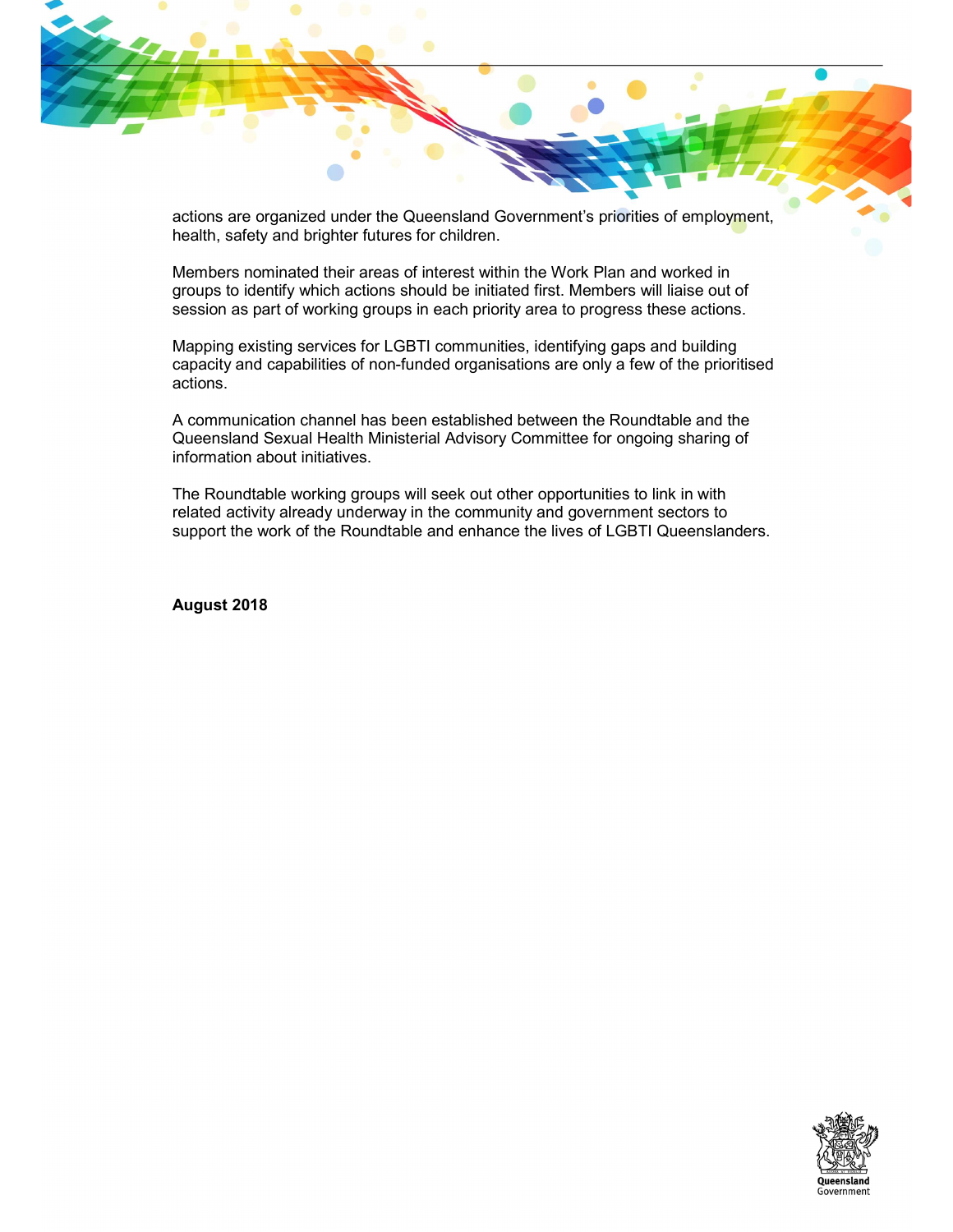actions are organized under the Queensland Government's priorities of employment, health, safety and brighter futures for children.

Members nominated their areas of interest within the Work Plan and worked in groups to identify which actions should be initiated first. Members will liaise out of session as part of working groups in each priority area to progress these actions.

Mapping existing services for LGBTI communities, identifying gaps and building capacity and capabilities of non-funded organisations are only a few of the prioritised actions.

A communication channel has been established between the Roundtable and the Queensland Sexual Health Ministerial Advisory Committee for ongoing sharing of information about initiatives.

The Roundtable working groups will seek out other opportunities to link in with related activity already underway in the community and government sectors to support the work of the Roundtable and enhance the lives of LGBTI Queenslanders.

**August 2018**

Queensland Government